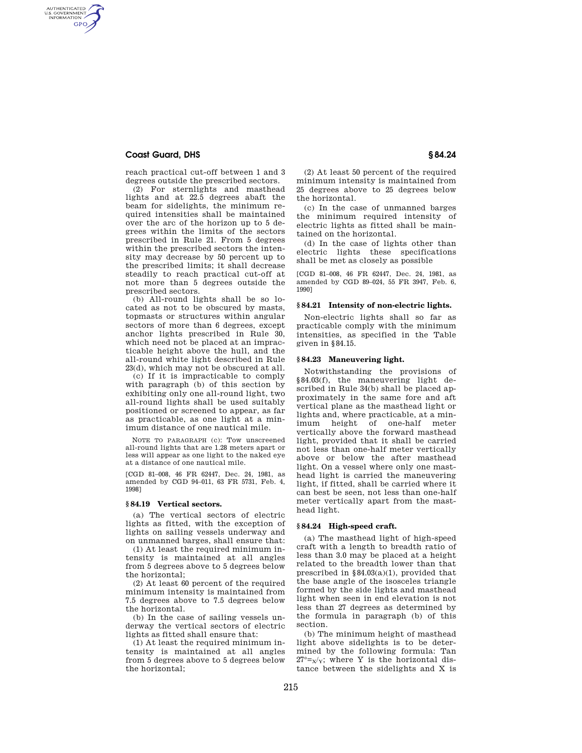reach practical cut-off between 1 and 3 degrees outside the prescribed sectors.

(2) For sternlights and masthead lights and at 22.5 degrees abaft the beam for sidelights, the minimum required intensities shall be maintained over the arc of the horizon up to 5 degrees within the limits of the sectors prescribed in Rule 21. From 5 degrees within the prescribed sectors the intensity may decrease by 50 percent up to the prescribed limits; it shall decrease steadily to reach practical cut-off at not more than 5 degrees outside the prescribed sectors.

(b) All-round lights shall be so located as not to be obscured by masts, topmasts or structures within angular sectors of more than 6 degrees, except anchor lights prescribed in Rule 30, which need not be placed at an impracticable height above the hull, and the all-round white light described in Rule 23(d), which may not be obscured at all.

(c) If it is impracticable to comply with paragraph (b) of this section by exhibiting only one all-round light, two all-round lights shall be used suitably positioned or screened to appear, as far as practicable, as one light at a minimum distance of one nautical mile.

NOTE TO PARAGRAPH (c): Tow unscreened all-round lights that are 1.28 meters apart or less will appear as one light to the naked eye at a distance of one nautical mile.

[CGD 81–008, 46 FR 62447, Dec. 24, 1981, as amended by CGD 94–011, 63 FR 5731, Feb. 4, 1998]

## § 84.19 Vertical sectors.

(a) The vertical sectors of electric lights as fitted, with the exception of lights on sailing vessels underway and on unmanned barges, shall ensure that:

(1) At least the required minimum intensity is maintained at all angles from 5 degrees above to 5 degrees below the horizontal;

(2) At least 60 percent of the required minimum intensity is maintained from 7.5 degrees above to 7.5 degrees below the horizontal.

(b) In the case of sailing vessels underway the vertical sectors of electric lights as fitted shall ensure that:

(1) At least the required minimum intensity is maintained at all angles from 5 degrees above to 5 degrees below the horizontal;

(2) At least 50 percent of the required minimum intensity is maintained from 25 degrees above to 25 degrees below the horizontal.

(c) In the case of unmanned barges the minimum required intensity of electric lights as fitted shall be maintained on the horizontal.

(d) In the case of lights other than electric lights these specifications shall be met as closely as possible

[CGD 81–008, 46 FR 62447, Dec. 24, 1981, as amended by CGD 89–024, 55 FR 3947, Feb. 6, 1990]

## § 84.21 Intensity of non-electric lights.

Non-electric lights shall so far as practicable comply with the minimum intensities, as specified in the Table given in § 84.15.

## § 84.23 Maneuvering light.

Notwithstanding the provisions of § 84.03(f), the maneuvering light described in Rule 34(b) shall be placed approximately in the same fore and aft vertical plane as the masthead light or lights and, where practicable, at a minimum height of one-half meter vertically above the forward masthead light, provided that it shall be carried not less than one-half meter vertically above or below the after masthead light. On a vessel where only one masthead light is carried the maneuvering light, if fitted, shall be carried where it can best be seen, not less than one-half meter vertically apart from the masthead light.

## § 84.24 High-speed craft.

(a) The masthead light of high-speed craft with a length to breadth ratio of less than 3.0 may be placed at a height related to the breadth lower than that prescribed in § 84.03(a)(1), provided that the base angle of the isosceles triangle formed by the side lights and masthead light when seen in end elevation is not less than 27 degrees as determined by the formula in paragraph (b) of this section.

(b) The minimum height of masthead light above sidelights is to be determined by the following formula: $\tan 27° = X/Y$; where Y is the horizontal distance between the sidelights and X is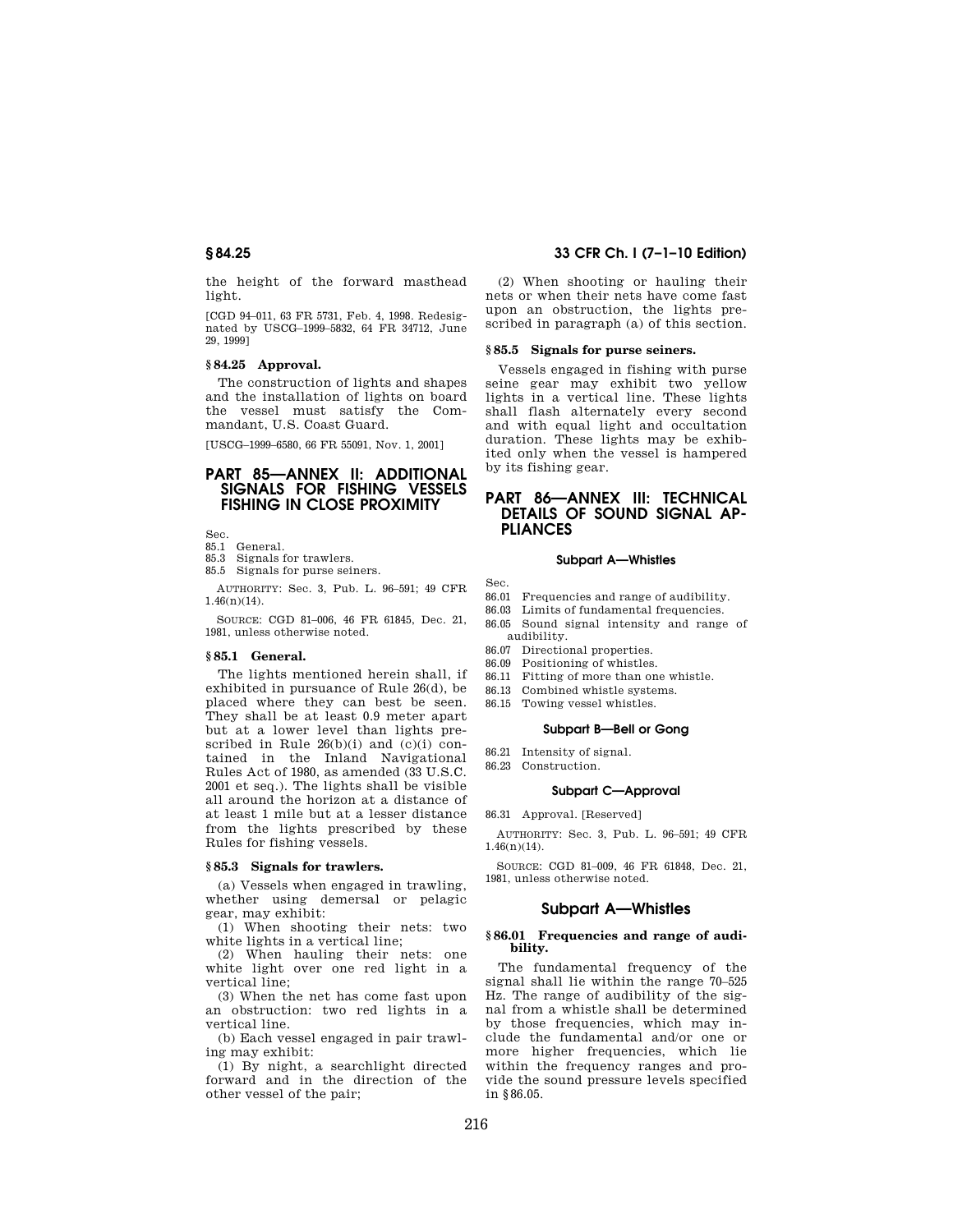the height of the forward masthead light.

[CGD 94–011, 63 FR 5731, Feb. 4, 1998. Redesignated by USCG–1999–5832, 64 FR 34712, June 29, 1999]

### § 84.25 Approval.

The construction of lights and shapes and the installation of lights on board the vessel must satisfy the Commandant, U.S. Coast Guard.

[USCG–1999–6580, 66 FR 55091, Nov. 1, 2001]

## PART 85—ANNEX II: ADDITIONAL SIGNALS FOR FISHING VESSELS FISHING IN CLOSE PROXIMITY

Sec.
85.1 General.
85.3 Signals for trawlers.
85.5 Signals for purse seiners.

AUTHORITY: Sec. 3, Pub. L. 96–591; 49 CFR 1.46(n)(14).

SOURCE: CGD 81–006, 46 FR 61845, Dec. 21, 1981, unless otherwise noted.

### § 85.1 General.

The lights mentioned herein shall, if exhibited in pursuance of Rule 26(d), be placed where they can best be seen. They shall be at least 0.9 meter apart but at a lower level than lights prescribed in Rule 26(b)(i) and (c)(i) contained in the Inland Navigational Rules Act of 1980, as amended (33 U.S.C. 2001 et seq.). The lights shall be visible all around the horizon at a distance of at least 1 mile but at a lesser distance from the lights prescribed by these Rules for fishing vessels.

### § 85.3 Signals for trawlers.

(a) Vessels when engaged in trawling, whether using demersal or pelagic gear, may exhibit:

(1) When shooting their nets: two white lights in a vertical line;

(2) When hauling their nets: one white light over one red light in a vertical line;

(3) When the net has come fast upon an obstruction: two red lights in a vertical line.

(b) Each vessel engaged in pair trawling may exhibit:

(1) By night, a searchlight directed forward and in the direction of the other vessel of the pair;

(2) When shooting or hauling their nets or when their nets have come fast upon an obstruction, the lights prescribed in paragraph (a) of this section.

### § 85.5 Signals for purse seiners.

Vessels engaged in fishing with purse seine gear may exhibit two yellow lights in a vertical line. These lights shall flash alternately every second and with equal light and occultation duration. These lights may be exhibited only when the vessel is hampered by its fishing gear.

## PART 86—ANNEX III: TECHNICAL DETAILS OF SOUND SIGNAL APPLIANCES

#### Subpart A—Whistles

Sec.
86.01 Frequencies and range of audibility.
86.03 Limits of fundamental frequencies.
86.05 Sound signal intensity and range of audibility.
86.07 Directional properties.
86.09 Positioning of whistles.
86.11 Fitting of more than one whistle.
86.13 Combined whistle systems.
86.15 Towing vessel whistles.

#### Subpart B—Bell or Gong

86.21 Intensity of signal.
86.23 Construction.

#### Subpart C—Approval

86.31 Approval. [Reserved]

AUTHORITY: Sec. 3, Pub. L. 96–591; 49 CFR 1.46(n)(14).

SOURCE: CGD 81–009, 46 FR 61848, Dec. 21, 1981, unless otherwise noted.

## Subpart A—Whistles

### § 86.01 Frequencies and range of audibility.

The fundamental frequency of the signal shall lie within the range 70–525 Hz. The range of audibility of the signal from a whistle shall be determined by those frequencies, which may include the fundamental and/or one or more higher frequencies, which lie within the frequency ranges and provide the sound pressure levels specified in § 86.05.